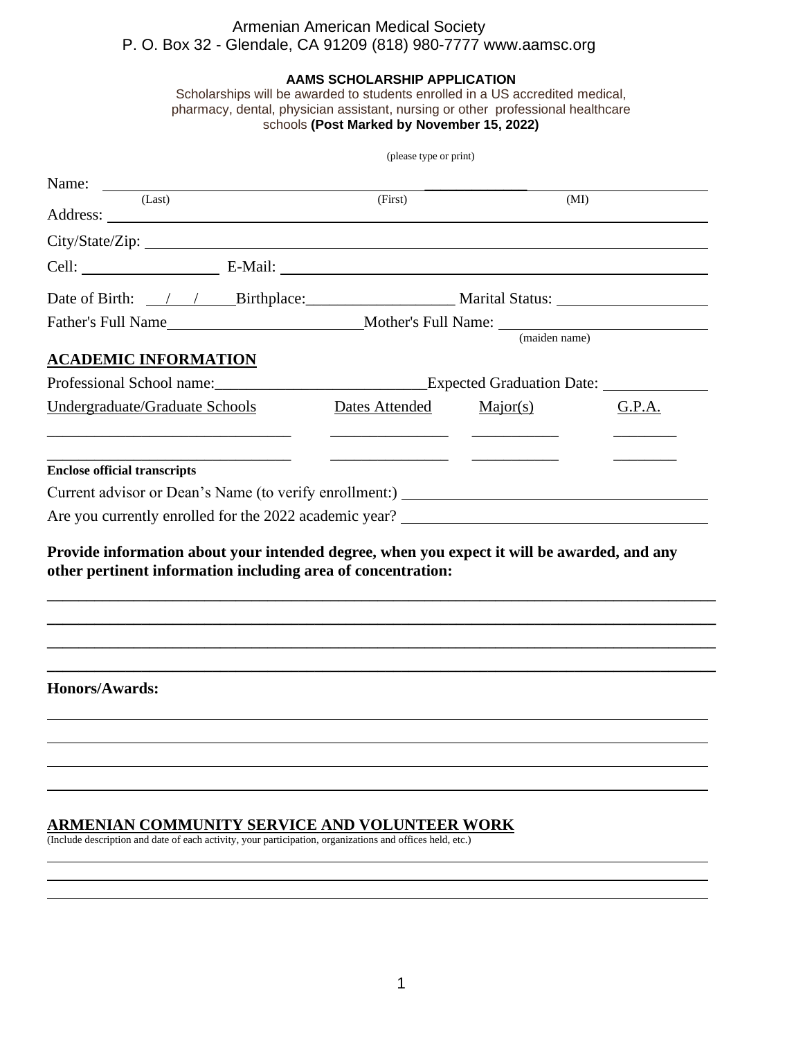Armenian American Medical Society
P. O. Box 32 - Glendale, CA 91209 (818) 980-7777 www.aamsc.org

**AAMS SCHOLARSHIP APPLICATION**

Scholarships will be awarded to students enrolled in a US accredited medical, pharmacy, dental, physician assistant, nursing or other professional healthcare schools **(Post Marked by November 15, 2022)**

(please type or print)

Name: ______________________ ______________________ ______________________
(Last) (First) (MI)

Address: ______________________________________________

City/State/Zip: ______________________________________________

Cell: __________________ E-Mail: ______________________________________________

Date of Birth: ___/___/_____ Birthplace:__________________ Marital Status: __________________

Father's Full Name________________________ Mother's Full Name: __________________________
(maiden name)

## ACADEMIC INFORMATION

Professional School name:__________________________ Expected Graduation Date: _____________

| Undergraduate/Graduate Schools | Dates Attended | Major(s) | G.P.A. |
|---|---|---|---|
| | | | |
| | | | |

**Enclose official transcripts**

Current advisor or Dean's Name (to verify enrollment:) ______________________________________

Are you currently enrolled for the 2022 academic year? ______________________________________

**Provide information about your intended degree, when you expect it will be awarded, and any other pertinent information including area of concentration:**

______________________________________________________________________________

______________________________________________________________________________

______________________________________________________________________________

______________________________________________________________________________

**Honors/Awards:**

______________________________________________________________________________

______________________________________________________________________________

______________________________________________________________________________

______________________________________________________________________________

## ARMENIAN COMMUNITY SERVICE AND VOLUNTEER WORK

(Include description and date of each activity, your participation, organizations and offices held, etc.)

______________________________________________________________________________

______________________________________________________________________________

______________________________________________________________________________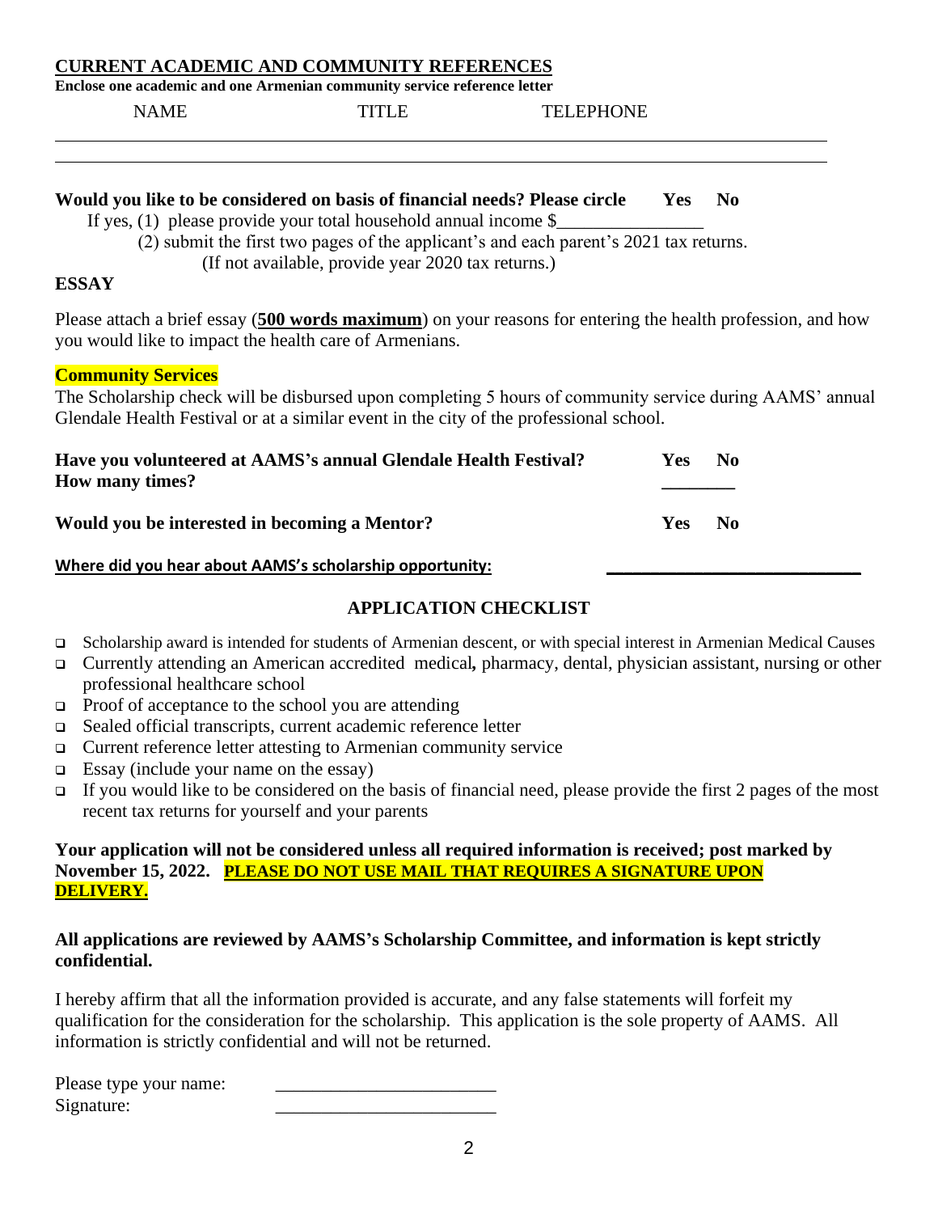## CURRENT ACADEMIC AND COMMUNITY REFERENCES

**Enclose one academic and one Armenian community service reference letter**

| NAME | TITLE | TELEPHONE |
|---|---|---|
| | | |
| | | |

**Would you like to be considered on basis of financial needs? Please circle Yes No**

If yes, (1) please provide your total household annual income $________________

(2) submit the first two pages of the applicant's and each parent's 2021 tax returns. (If not available, provide year 2020 tax returns.)

## ESSAY

Please attach a brief essay (**500 words maximum**) on your reasons for entering the health profession, and how you would like to impact the health care of Armenians.

**Community Services**

The Scholarship check will be disbursed upon completing 5 hours of community service during AAMS' annual Glendale Health Festival or at a similar event in the city of the professional school.

**Have you volunteered at AAMS's annual Glendale Health Festival? Yes No**

**How many times?** ________

**Would you be interested in becoming a Mentor? Yes No**

**Where did you hear about AAMS's scholarship opportunity:** ____________________________

## APPLICATION CHECKLIST

- ❑ Scholarship award is intended for students of Armenian descent, or with special interest in Armenian Medical Causes
- ❑ Currently attending an American accredited medical**,** pharmacy, dental, physician assistant, nursing or other professional healthcare school
- ❑ Proof of acceptance to the school you are attending
- ❑ Sealed official transcripts, current academic reference letter
- ❑ Current reference letter attesting to Armenian community service
- ❑ Essay (include your name on the essay)
- ❑ If you would like to be considered on the basis of financial need, please provide the first 2 pages of the most recent tax returns for yourself and your parents

**Your application will not be considered unless all required information is received; post marked by November 15, 2022. PLEASE DO NOT USE MAIL THAT REQUIRES A SIGNATURE UPON DELIVERY.**

**All applications are reviewed by AAMS's Scholarship Committee, and information is kept strictly confidential.**

I hereby affirm that all the information provided is accurate, and any false statements will forfeit my qualification for the consideration for the scholarship. This application is the sole property of AAMS. All information is strictly confidential and will not be returned.

Please type your name: ________________________

Signature: ________________________